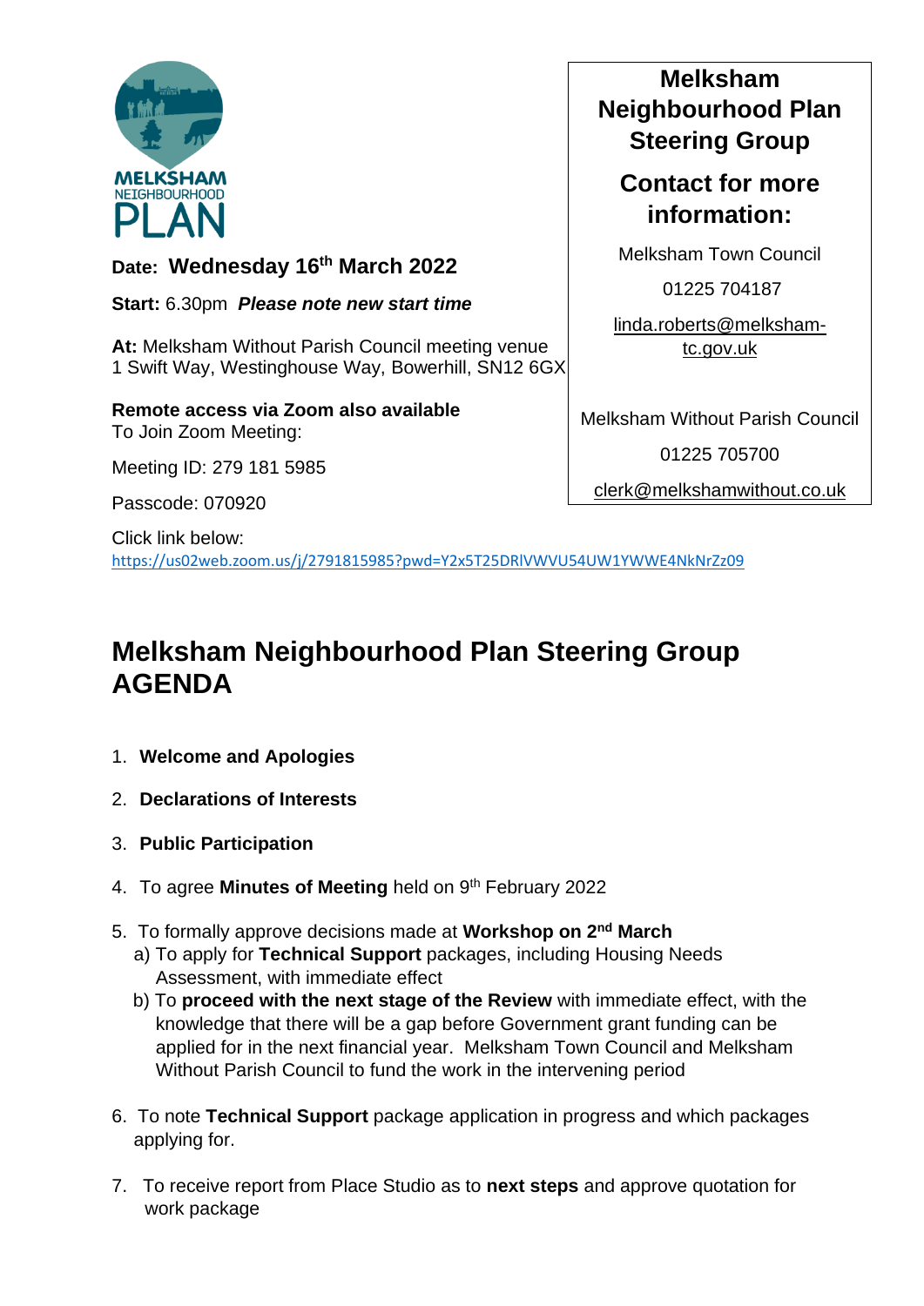MELKSHAM NEIGHBOURHOOD PLAN

**Date:** **Wednesday 16th March 2022**

**Start:** 6.30pm ***Please note new start time***

**At:** Melksham Without Parish Council meeting venue
1 Swift Way, Westinghouse Way, Bowerhill, SN12 6GX

**Remote access via Zoom also available**
To Join Zoom Meeting:

Meeting ID: 279 181 5985

Passcode: 070920

Click link below:
https://us02web.zoom.us/j/2791815985?pwd=Y2x5T25DRlVWVU54UW1YWWE4NkNrZz09

**Melksham Neighbourhood Plan Steering Group**

**Contact for more information:**

Melksham Town Council

01225 704187

linda.roberts@melksham-tc.gov.uk

Melksham Without Parish Council

01225 705700

clerk@melkshamwithout.co.uk

# Melksham Neighbourhood Plan Steering Group AGENDA

1. **Welcome and Apologies**
2. **Declarations of Interests**
3. **Public Participation**
4. To agree **Minutes of Meeting** held on 9th February 2022
5. To formally approve decisions made at **Workshop on 2nd March**
   a) To apply for **Technical Support** packages, including Housing Needs Assessment, with immediate effect
   b) To **proceed with the next stage of the Review** with immediate effect, with the knowledge that there will be a gap before Government grant funding can be applied for in the next financial year. Melksham Town Council and Melksham Without Parish Council to fund the work in the intervening period
6. To note **Technical Support** package application in progress and which packages applying for.
7. To receive report from Place Studio as to **next steps** and approve quotation for work package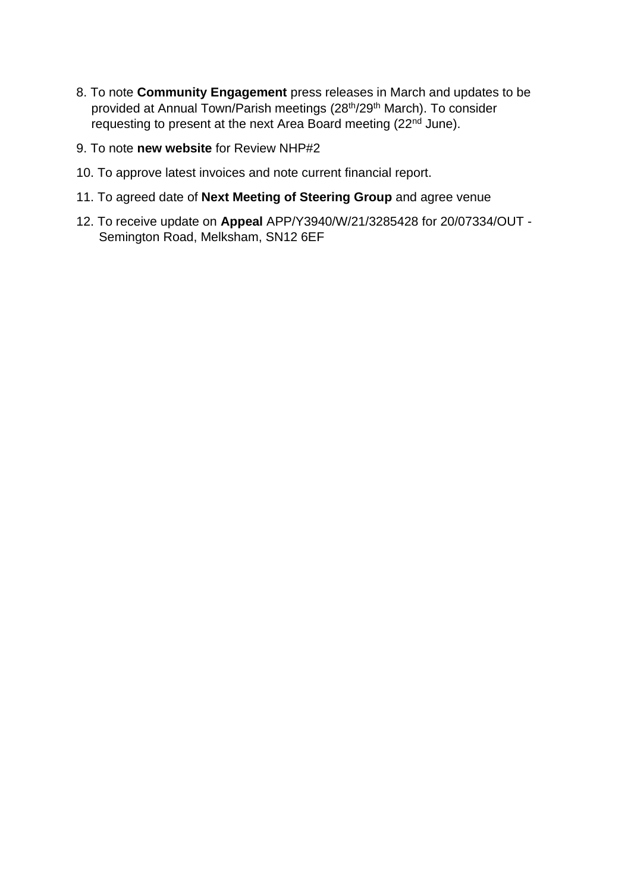8. To note **Community Engagement** press releases in March and updates to be provided at Annual Town/Parish meetings (28th/29th March). To consider requesting to present at the next Area Board meeting (22nd June).

9. To note **new website** for Review NHP#2

10. To approve latest invoices and note current financial report.

11. To agreed date of **Next Meeting of Steering Group** and agree venue

12. To receive update on **Appeal** APP/Y3940/W/21/3285428 for 20/07334/OUT - Semington Road, Melksham, SN12 6EF